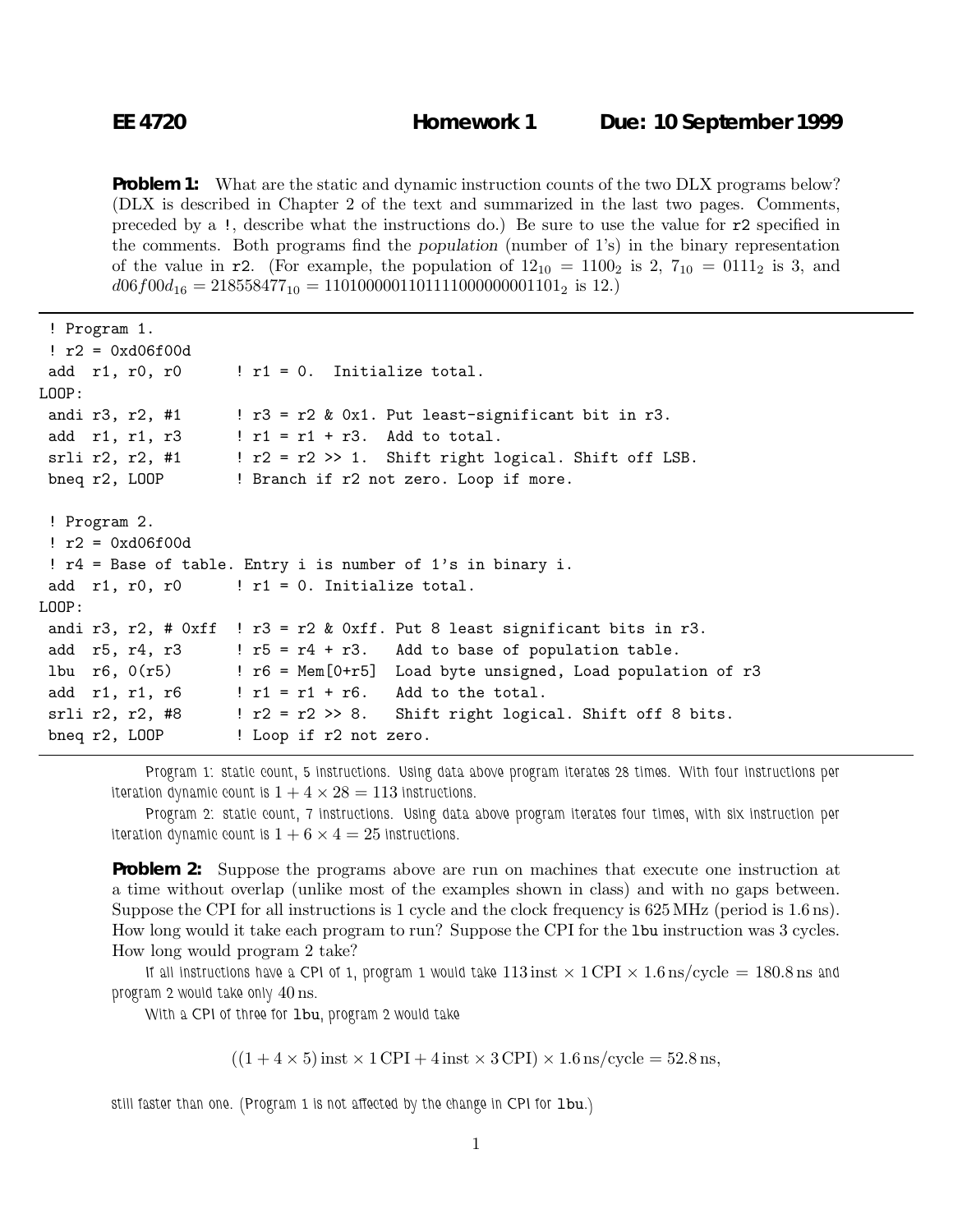**EE 4720** **Homework 1** **Due: 10 September 1999**

**Problem 1:** What are the static and dynamic instruction counts of the two DLX programs below? (DLX is described in Chapter 2 of the text and summarized in the last two pages. Comments, preceded by a !, describe what the instructions do.) Be sure to use the value for r2 specified in the comments. Both programs find the *population* (number of 1's) in the binary representation of the value in r2. (For example, the population of $12_{10} = 1100_2$ is 2, $7_{10} = 0111_2$ is 3, and $d06f00d_{16} = 218558477_{10} = 1101000001101111000000001101_2$ is 12.)

```
 ! Program 1.
 ! r2 = 0xd06f00d
 add  r1, r0, r0      ! r1 = 0.  Initialize total.
LOOP:
 andi r3, r2, #1      ! r3 = r2 & 0x1. Put least-significant bit in r3.
 add  r1, r1, r3      ! r1 = r1 + r3.  Add to total.
 srli r2, r2, #1      ! r2 = r2 >> 1.  Shift right logical. Shift off LSB.
 bneq r2, LOOP        ! Branch if r2 not zero. Loop if more.

 ! Program 2.
 ! r2 = 0xd06f00d
 ! r4 = Base of table. Entry i is number of 1's in binary i.
 add  r1, r0, r0      ! r1 = 0. Initialize total.
LOOP:
 andi r3, r2, # 0xff  ! r3 = r2 & 0xff. Put 8 least significant bits in r3.
 add  r5, r4, r3      ! r5 = r4 + r3.   Add to base of population table.
 lbu  r6, 0(r5)       ! r6 = Mem[0+r5]  Load byte unsigned, Load population of r3
 add  r1, r1, r6      ! r1 = r1 + r6.   Add to the total.
 srli r2, r2, #8      ! r2 = r2 >> 8.   Shift right logical. Shift off 8 bits.
 bneq r2, LOOP        ! Loop if r2 not zero.
```

Program 1: static count, 5 instructions. Using data above program iterates 28 times. With four instructions per iteration dynamic count is $1 + 4 \times 28 = 113$ instructions.

Program 2: static count, 7 instructions. Using data above program iterates four times, with six instruction per iteration dynamic count is $1 + 6 \times 4 = 25$ instructions.

**Problem 2:** Suppose the programs above are run on machines that execute one instruction at a time without overlap (unlike most of the examples shown in class) and with no gaps between. Suppose the CPI for all instructions is 1 cycle and the clock frequency is 625 MHz (period is 1.6 ns). How long would it take each program to run? Suppose the CPI for the lbu instruction was 3 cycles. How long would program 2 take?

If all instructions have a CPI of 1, program 1 would take $113\,\text{inst} \times 1\,\text{CPI} \times 1.6\,\text{ns/cycle} = 180.8\,\text{ns}$ and program 2 would take only 40 ns.

With a CPI of three for lbu, program 2 would take

$$((1 + 4 \times 5)\,\text{inst} \times 1\,\text{CPI} + 4\,\text{inst} \times 3\,\text{CPI}) \times 1.6\,\text{ns/cycle} = 52.8\,\text{ns},$$

still faster than one. (Program 1 is not affected by the change in CPI for lbu.)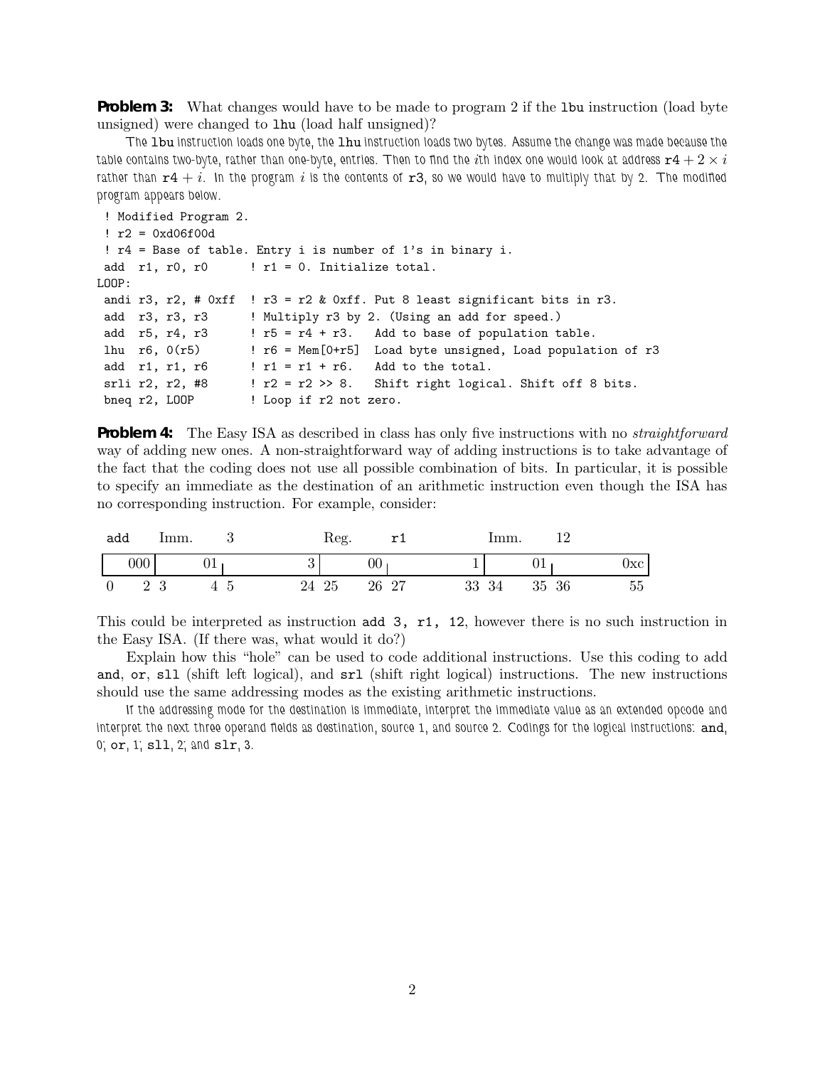**Problem 3:** What changes would have to be made to program 2 if the `lbu` instruction (load byte unsigned) were changed to `lhu` (load half unsigned)?

*The `lbu` instruction loads one byte, the `lhu` instruction loads two bytes. Assume the change was made because the table contains two-byte, rather than one-byte, entries. Then to find the $i$th index one would look at address $\texttt{r4} + 2 \times i$ rather than $\texttt{r4} + i$. In the program $i$ is the contents of `r3`, so we would have to multiply that by 2. The modified program appears below.*

```
 ! Modified Program 2.
 ! r2 = 0xd06f00d
 ! r4 = Base of table. Entry i is number of 1's in binary i.
 add  r1, r0, r0      ! r1 = 0. Initialize total.
LOOP:
 andi r3, r2, # 0xff  ! r3 = r2 & 0xff. Put 8 least significant bits in r3.
 add  r3, r3, r3      ! Multiply r3 by 2. (Using an add for speed.)
 add  r5, r4, r3      ! r5 = r4 + r3.   Add to base of population table.
 lhu  r6, 0(r5)       ! r6 = Mem[0+r5]  Load byte unsigned, Load population of r3
 add  r1, r1, r6      ! r1 = r1 + r6.   Add to the total.
 srli r2, r2, #8      ! r2 = r2 >> 8.   Shift right logical. Shift off 8 bits.
 bneq r2, LOOP        ! Loop if r2 not zero.
```

**Problem 4:** The Easy ISA as described in class has only five instructions with no *straightforward* way of adding new ones. A non-straightforward way of adding instructions is to take advantage of the fact that the coding does not use all possible combination of bits. In particular, it is possible to specify an immediate as the destination of an arithmetic instruction even though the ISA has no corresponding instruction. For example, consider:

| `add` | Imm. | 3 | Reg. | `r1` | Imm. | 12 |
|---|---|---|---|---|---|---|
| 000 | 01 | 3 | 00 | 1 | 01 | 0xc |
| 0–2 | 3–4 | 5–24 | 25–26 | 27–33 | 34–35 | 36–55 |

This could be interpreted as instruction `add 3, r1, 12`, however there is no such instruction in the Easy ISA. (If there was, what would it do?)

Explain how this "hole" can be used to code additional instructions. Use this coding to add `and`, `or`, `sll` (shift left logical), and `srl` (shift right logical) instructions. The new instructions should use the same addressing modes as the existing arithmetic instructions.

*If the addressing mode for the destination is immediate, interpret the immediate value as an extended opcode and interpret the next three operand fields as destination, source 1, and source 2. Codings for the logical instructions: `and`, 0; `or`, 1; `sll`, 2; and `slr`, 3.*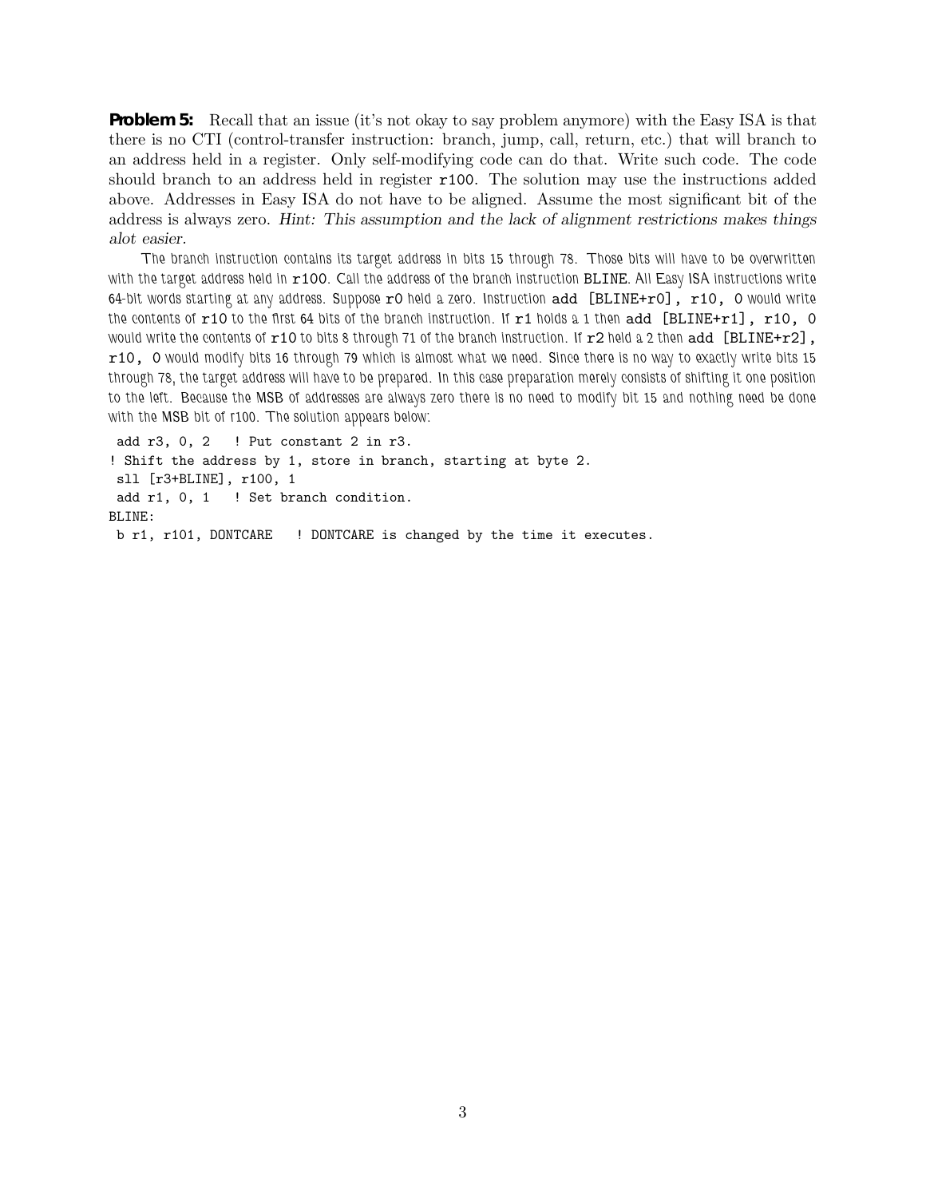**Problem 5:** Recall that an issue (it's not okay to say problem anymore) with the Easy ISA is that there is no CTI (control-transfer instruction: branch, jump, call, return, etc.) that will branch to an address held in a register. Only self-modifying code can do that. Write such code. The code should branch to an address held in register `r100`. The solution may use the instructions added above. Addresses in Easy ISA do not have to be aligned. Assume the most significant bit of the address is always zero. *Hint: This assumption and the lack of alignment restrictions makes things alot easier.*

The branch instruction contains its target address in bits 15 through 78. Those bits will have to be overwritten with the target address held in `r100`. Call the address of the branch instruction `BLINE`. All Easy ISA instructions write 64-bit words starting at any address. Suppose `r0` held a zero. Instruction `add [BLINE+r0], r10, 0` would write the contents of `r10` to the first 64 bits of the branch instruction. If `r1` holds a 1 then `add [BLINE+r1], r10, 0` would write the contents of `r10` to bits 8 through 71 of the branch instruction. If `r2` held a 2 then `add [BLINE+r2], r10, 0` would modify bits 16 through 79 which is almost what we need. Since there is no way to exactly write bits 15 through 78, the target address will have to be prepared. In this case preparation merely consists of shifting it one position to the left. Because the MSB of addresses are always zero there is no need to modify bit 15 and nothing need be done with the MSB bit of r100. The solution appears below:

```
 add r3, 0, 2   ! Put constant 2 in r3.
! Shift the address by 1, store in branch, starting at byte 2.
 sll [r3+BLINE], r100, 1
 add r1, 0, 1   ! Set branch condition.
BLINE:
 b r1, r101, DONTCARE   ! DONTCARE is changed by the time it executes.
```